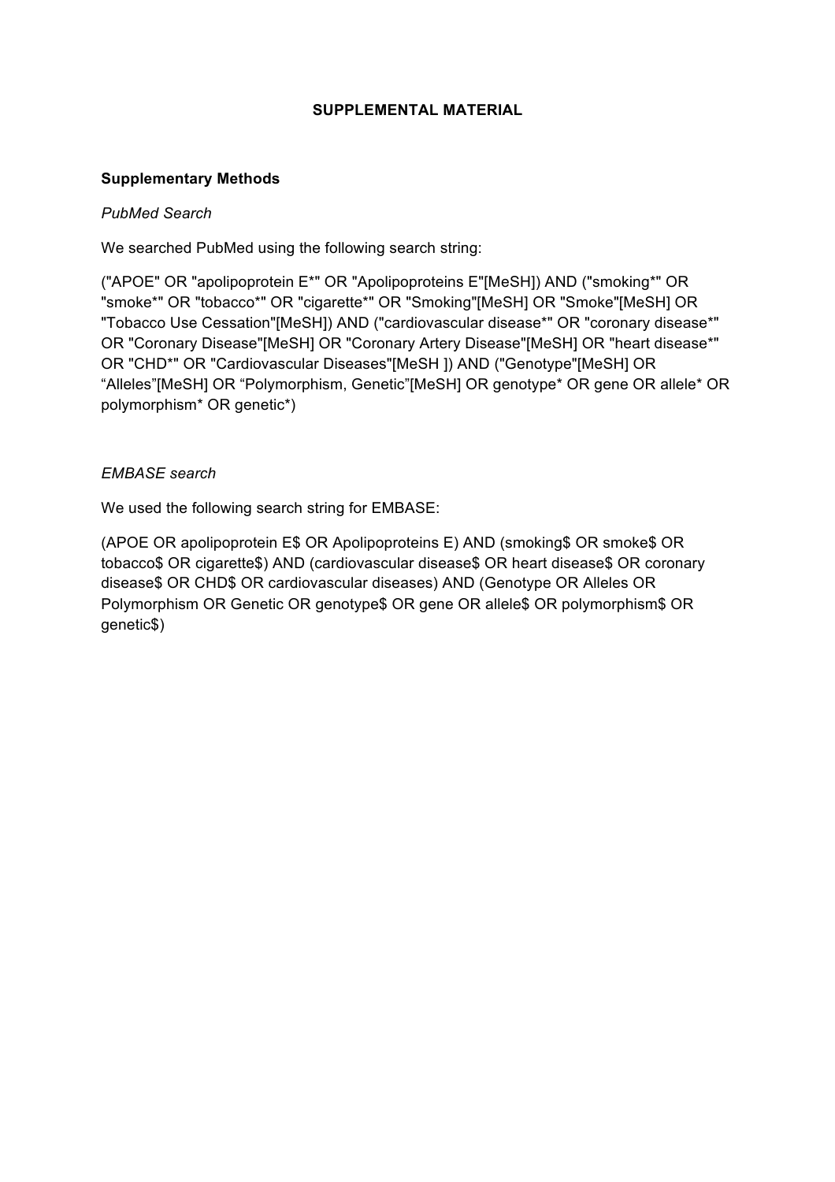# SUPPLEMENTAL MATERIAL

## Supplementary Methods

*PubMed Search*

We searched PubMed using the following search string:

("APOE" OR "apolipoprotein E*" OR "Apolipoproteins E"[MeSH]) AND ("smoking*" OR "smoke*" OR "tobacco*" OR "cigarette*" OR "Smoking"[MeSH] OR "Smoke"[MeSH] OR "Tobacco Use Cessation"[MeSH]) AND ("cardiovascular disease*" OR "coronary disease*" OR "Coronary Disease"[MeSH] OR "Coronary Artery Disease"[MeSH] OR "heart disease*" OR "CHD*" OR "Cardiovascular Diseases"[MeSH ]) AND ("Genotype"[MeSH] OR "Alleles"[MeSH] OR "Polymorphism, Genetic"[MeSH] OR genotype* OR gene OR allele* OR polymorphism* OR genetic*)

*EMBASE search*

We used the following search string for EMBASE:

(APOE OR apolipoprotein E$ OR Apolipoproteins E) AND (smoking$ OR smoke$ OR tobacco$ OR cigarette$) AND (cardiovascular disease$ OR heart disease$ OR coronary disease$ OR CHD$ OR cardiovascular diseases) AND (Genotype OR Alleles OR Polymorphism OR Genetic OR genotype$ OR gene OR allele$ OR polymorphism$ OR genetic$)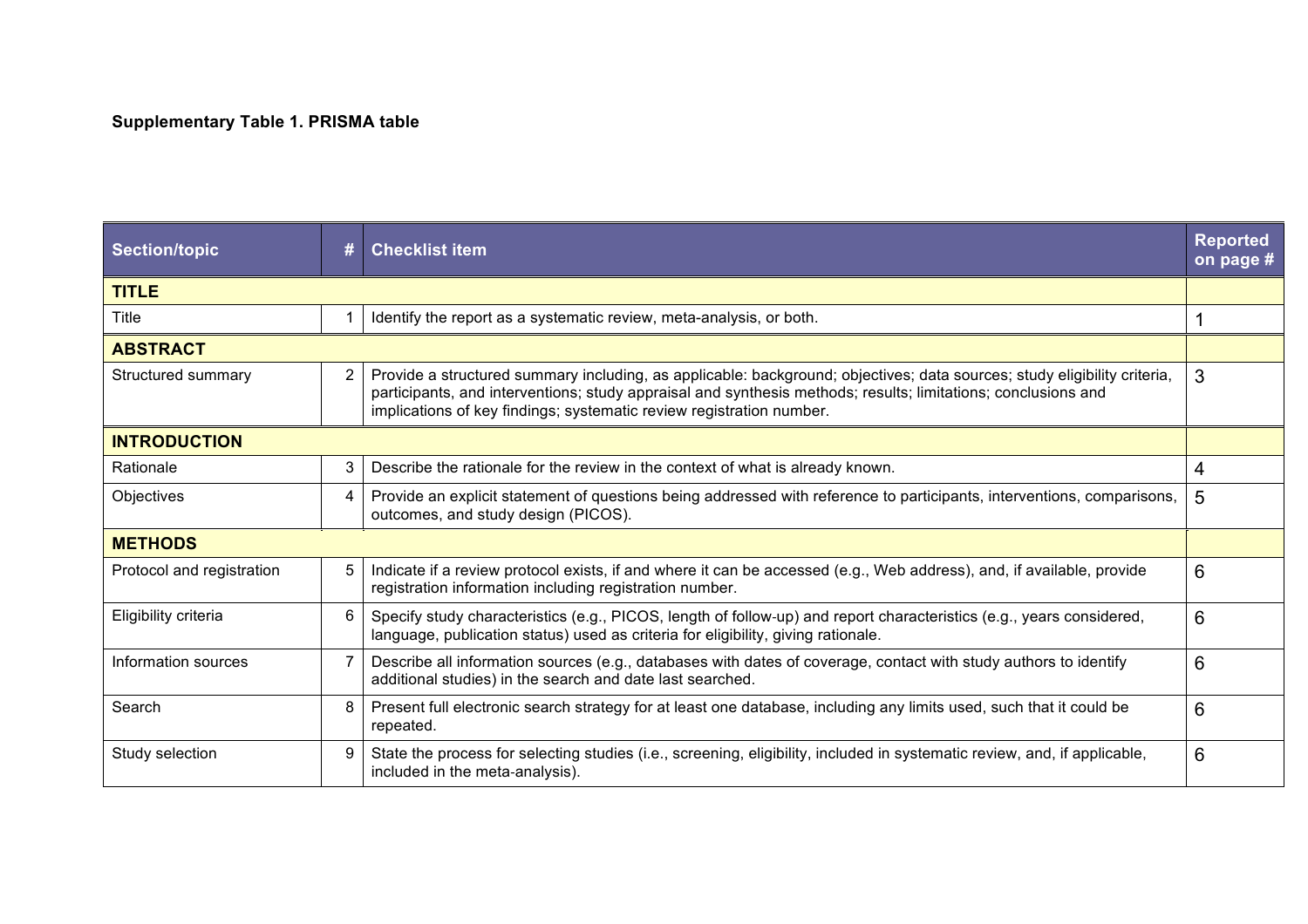**Supplementary Table 1. PRISMA table**

| Section/topic | # | Checklist item | Reported on page # |
|---|---|---|---|
| **TITLE** | | | |
| Title | 1 | Identify the report as a systematic review, meta-analysis, or both. | 1 |
| **ABSTRACT** | | | |
| Structured summary | 2 | Provide a structured summary including, as applicable: background; objectives; data sources; study eligibility criteria, participants, and interventions; study appraisal and synthesis methods; results; limitations; conclusions and implications of key findings; systematic review registration number. | 3 |
| **INTRODUCTION** | | | |
| Rationale | 3 | Describe the rationale for the review in the context of what is already known. | 4 |
| Objectives | 4 | Provide an explicit statement of questions being addressed with reference to participants, interventions, comparisons, outcomes, and study design (PICOS). | 5 |
| **METHODS** | | | |
| Protocol and registration | 5 | Indicate if a review protocol exists, if and where it can be accessed (e.g., Web address), and, if available, provide registration information including registration number. | 6 |
| Eligibility criteria | 6 | Specify study characteristics (e.g., PICOS, length of follow-up) and report characteristics (e.g., years considered, language, publication status) used as criteria for eligibility, giving rationale. | 6 |
| Information sources | 7 | Describe all information sources (e.g., databases with dates of coverage, contact with study authors to identify additional studies) in the search and date last searched. | 6 |
| Search | 8 | Present full electronic search strategy for at least one database, including any limits used, such that it could be repeated. | 6 |
| Study selection | 9 | State the process for selecting studies (i.e., screening, eligibility, included in systematic review, and, if applicable, included in the meta-analysis). | 6 |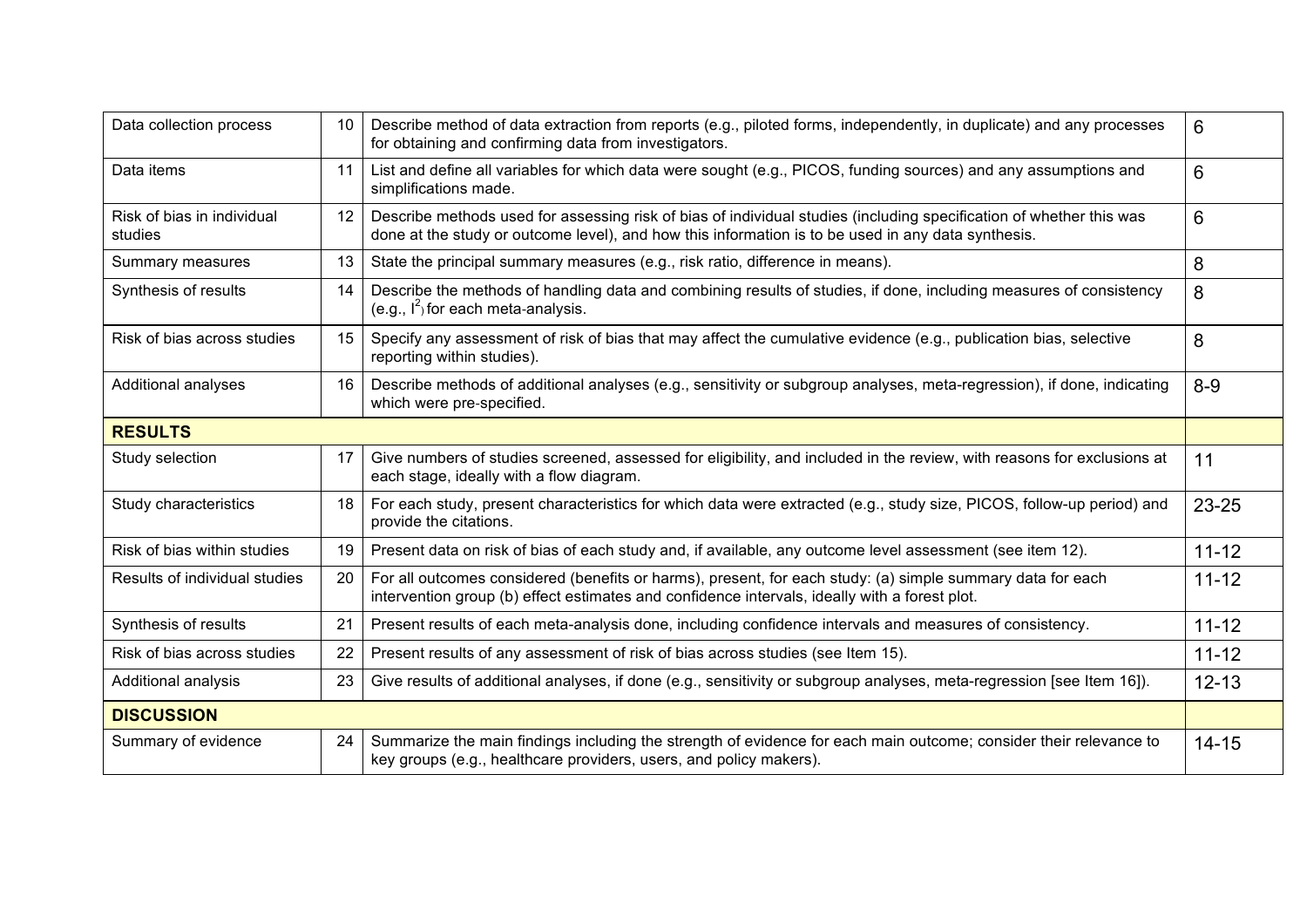| | | | |
|---|---|---|---|
| Data collection process | 10 | Describe method of data extraction from reports (e.g., piloted forms, independently, in duplicate) and any processes for obtaining and confirming data from investigators. | 6 |
| Data items | 11 | List and define all variables for which data were sought (e.g., PICOS, funding sources) and any assumptions and simplifications made. | 6 |
| Risk of bias in individual studies | 12 | Describe methods used for assessing risk of bias of individual studies (including specification of whether this was done at the study or outcome level), and how this information is to be used in any data synthesis. | 6 |
| Summary measures | 13 | State the principal summary measures (e.g., risk ratio, difference in means). | 8 |
| Synthesis of results | 14 | Describe the methods of handling data and combining results of studies, if done, including measures of consistency (e.g., $I^2$) for each meta-analysis. | 8 |
| Risk of bias across studies | 15 | Specify any assessment of risk of bias that may affect the cumulative evidence (e.g., publication bias, selective reporting within studies). | 8 |
| Additional analyses | 16 | Describe methods of additional analyses (e.g., sensitivity or subgroup analyses, meta-regression), if done, indicating which were pre-specified. | 8-9 |
| **RESULTS** | | | |
| Study selection | 17 | Give numbers of studies screened, assessed for eligibility, and included in the review, with reasons for exclusions at each stage, ideally with a flow diagram. | 11 |
| Study characteristics | 18 | For each study, present characteristics for which data were extracted (e.g., study size, PICOS, follow-up period) and provide the citations. | 23-25 |
| Risk of bias within studies | 19 | Present data on risk of bias of each study and, if available, any outcome level assessment (see item 12). | 11-12 |
| Results of individual studies | 20 | For all outcomes considered (benefits or harms), present, for each study: (a) simple summary data for each intervention group (b) effect estimates and confidence intervals, ideally with a forest plot. | 11-12 |
| Synthesis of results | 21 | Present results of each meta-analysis done, including confidence intervals and measures of consistency. | 11-12 |
| Risk of bias across studies | 22 | Present results of any assessment of risk of bias across studies (see Item 15). | 11-12 |
| Additional analysis | 23 | Give results of additional analyses, if done (e.g., sensitivity or subgroup analyses, meta-regression [see Item 16]). | 12-13 |
| **DISCUSSION** | | | |
| Summary of evidence | 24 | Summarize the main findings including the strength of evidence for each main outcome; consider their relevance to key groups (e.g., healthcare providers, users, and policy makers). | 14-15 |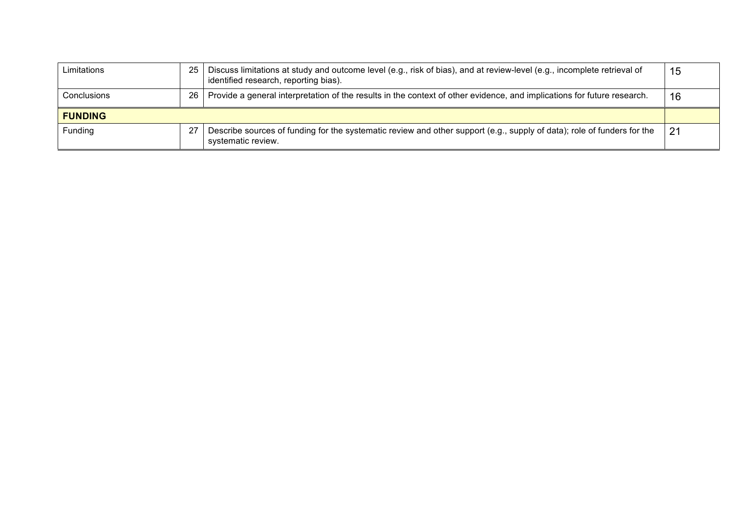| | | | |
|---|---|---|---|
| Limitations | 25 | Discuss limitations at study and outcome level (e.g., risk of bias), and at review-level (e.g., incomplete retrieval of identified research, reporting bias). | 15 |
| Conclusions | 26 | Provide a general interpretation of the results in the context of other evidence, and implications for future research. | 16 |
| **FUNDING** | | | |
| Funding | 27 | Describe sources of funding for the systematic review and other support (e.g., supply of data); role of funders for the systematic review. | 21 |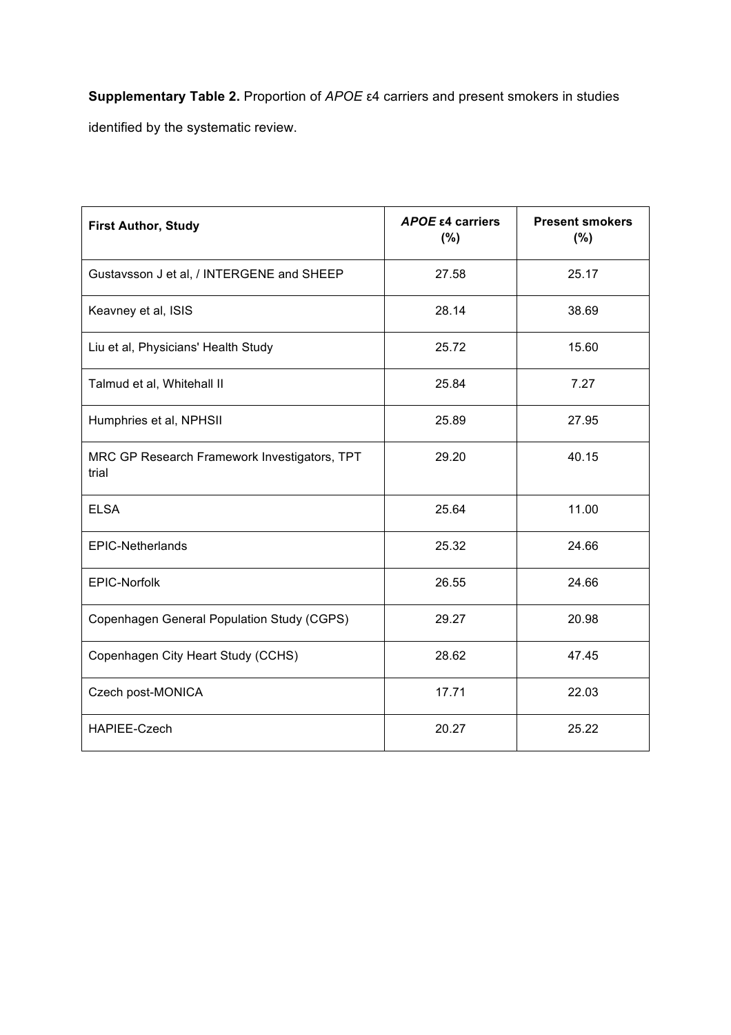**Supplementary Table 2.** Proportion of *APOE* ε4 carriers and present smokers in studies identified by the systematic review.

| **First Author, Study** | ***APOE* ε4 carriers (%)** | **Present smokers (%)** |
|---|---|---|
| Gustavsson J et al, / INTERGENE and SHEEP | 27.58 | 25.17 |
| Keavney et al, ISIS | 28.14 | 38.69 |
| Liu et al, Physicians' Health Study | 25.72 | 15.60 |
| Talmud et al, Whitehall II | 25.84 | 7.27 |
| Humphries et al, NPHSII | 25.89 | 27.95 |
| MRC GP Research Framework Investigators, TPT trial | 29.20 | 40.15 |
| ELSA | 25.64 | 11.00 |
| EPIC-Netherlands | 25.32 | 24.66 |
| EPIC-Norfolk | 26.55 | 24.66 |
| Copenhagen General Population Study (CGPS) | 29.27 | 20.98 |
| Copenhagen City Heart Study (CCHS) | 28.62 | 47.45 |
| Czech post-MONICA | 17.71 | 22.03 |
| HAPIEE-Czech | 20.27 | 25.22 |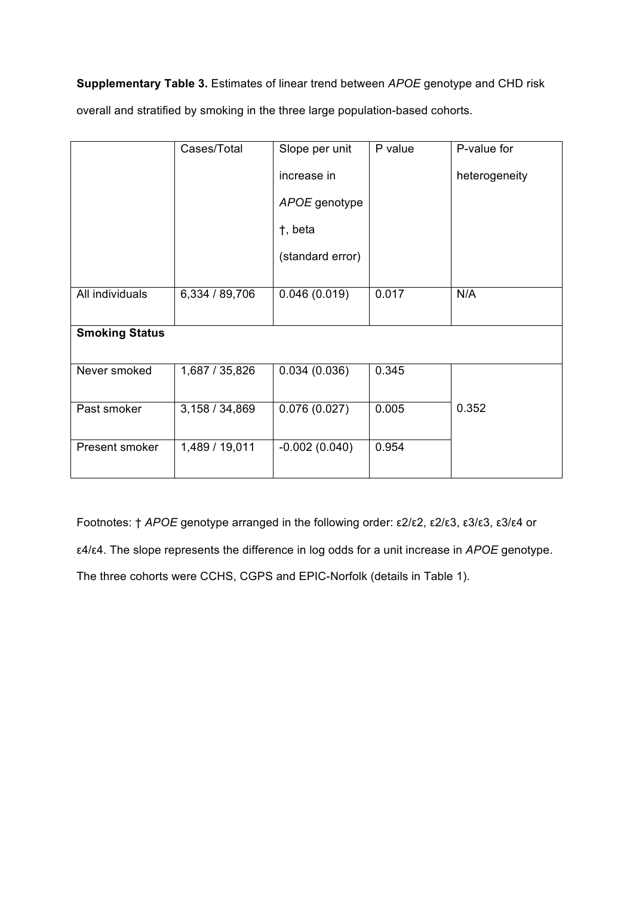**Supplementary Table 3.** Estimates of linear trend between *APOE* genotype and CHD risk overall and stratified by smoking in the three large population-based cohorts.

| | Cases/Total | Slope per unit increase in *APOE* genotype †, beta (standard error) | P value | P-value for heterogeneity |
|---|---|---|---|---|
| All individuals | 6,334 / 89,706 | 0.046 (0.019) | 0.017 | N/A |
| **Smoking Status** | | | | |
| Never smoked | 1,687 / 35,826 | 0.034 (0.036) | 0.345 | 0.352 |
| Past smoker | 3,158 / 34,869 | 0.076 (0.027) | 0.005 | |
| Present smoker | 1,489 / 19,011 | -0.002 (0.040) | 0.954 | |

Footnotes: † *APOE* genotype arranged in the following order: ε2/ε2, ε2/ε3, ε3/ε3, ε3/ε4 or ε4/ε4. The slope represents the difference in log odds for a unit increase in *APOE* genotype. The three cohorts were CCHS, CGPS and EPIC-Norfolk (details in Table 1).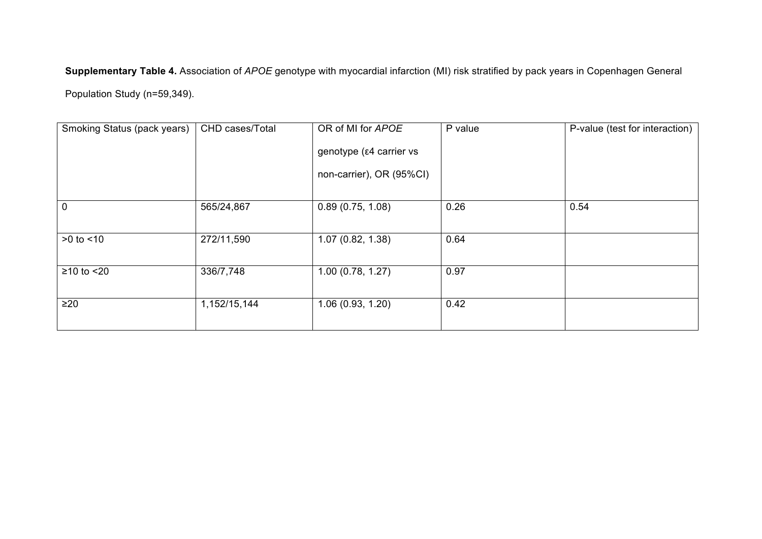**Supplementary Table 4.** Association of *APOE* genotype with myocardial infarction (MI) risk stratified by pack years in Copenhagen General Population Study (n=59,349).

| Smoking Status (pack years) | CHD cases/Total | OR of MI for *APOE* genotype (ε4 carrier vs non-carrier), OR (95%CI) | P value | P-value (test for interaction) |
|---|---|---|---|---|
| 0 | 565/24,867 | 0.89 (0.75, 1.08) | 0.26 | 0.54 |
| >0 to <10 | 272/11,590 | 1.07 (0.82, 1.38) | 0.64 | |
| ≥10 to <20 | 336/7,748 | 1.00 (0.78, 1.27) | 0.97 | |
| ≥20 | 1,152/15,144 | 1.06 (0.93, 1.20) | 0.42 | |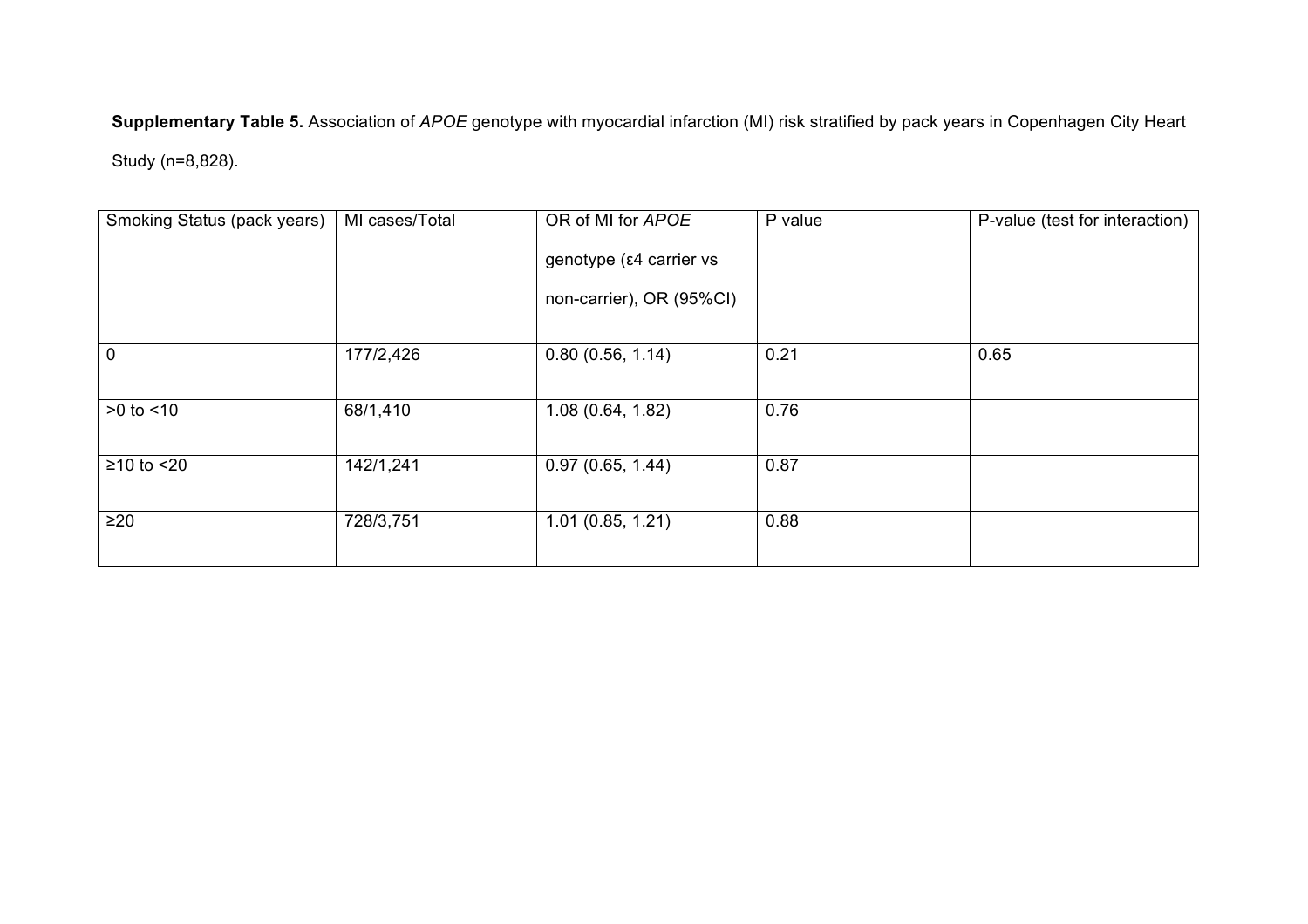**Supplementary Table 5.** Association of *APOE* genotype with myocardial infarction (MI) risk stratified by pack years in Copenhagen City Heart Study (n=8,828).

| Smoking Status (pack years) | MI cases/Total | OR of MI for *APOE* genotype (ε4 carrier vs non-carrier), OR (95%CI) | P value | P-value (test for interaction) |
|---|---|---|---|---|
| 0 | 177/2,426 | 0.80 (0.56, 1.14) | 0.21 | 0.65 |
| >0 to <10 | 68/1,410 | 1.08 (0.64, 1.82) | 0.76 | |
| ≥10 to <20 | 142/1,241 | 0.97 (0.65, 1.44) | 0.87 | |
| ≥20 | 728/3,751 | 1.01 (0.85, 1.21) | 0.88 | |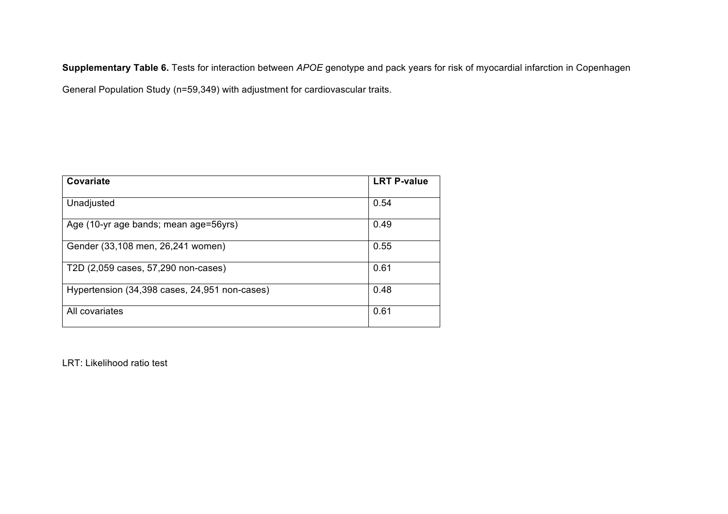**Supplementary Table 6.** Tests for interaction between *APOE* genotype and pack years for risk of myocardial infarction in Copenhagen General Population Study (n=59,349) with adjustment for cardiovascular traits.

| **Covariate** | **LRT P-value** |
| --- | --- |
| Unadjusted | 0.54 |
| Age (10-yr age bands; mean age=56yrs) | 0.49 |
| Gender (33,108 men, 26,241 women) | 0.55 |
| T2D (2,059 cases, 57,290 non-cases) | 0.61 |
| Hypertension (34,398 cases, 24,951 non-cases) | 0.48 |
| All covariates | 0.61 |

LRT: Likelihood ratio test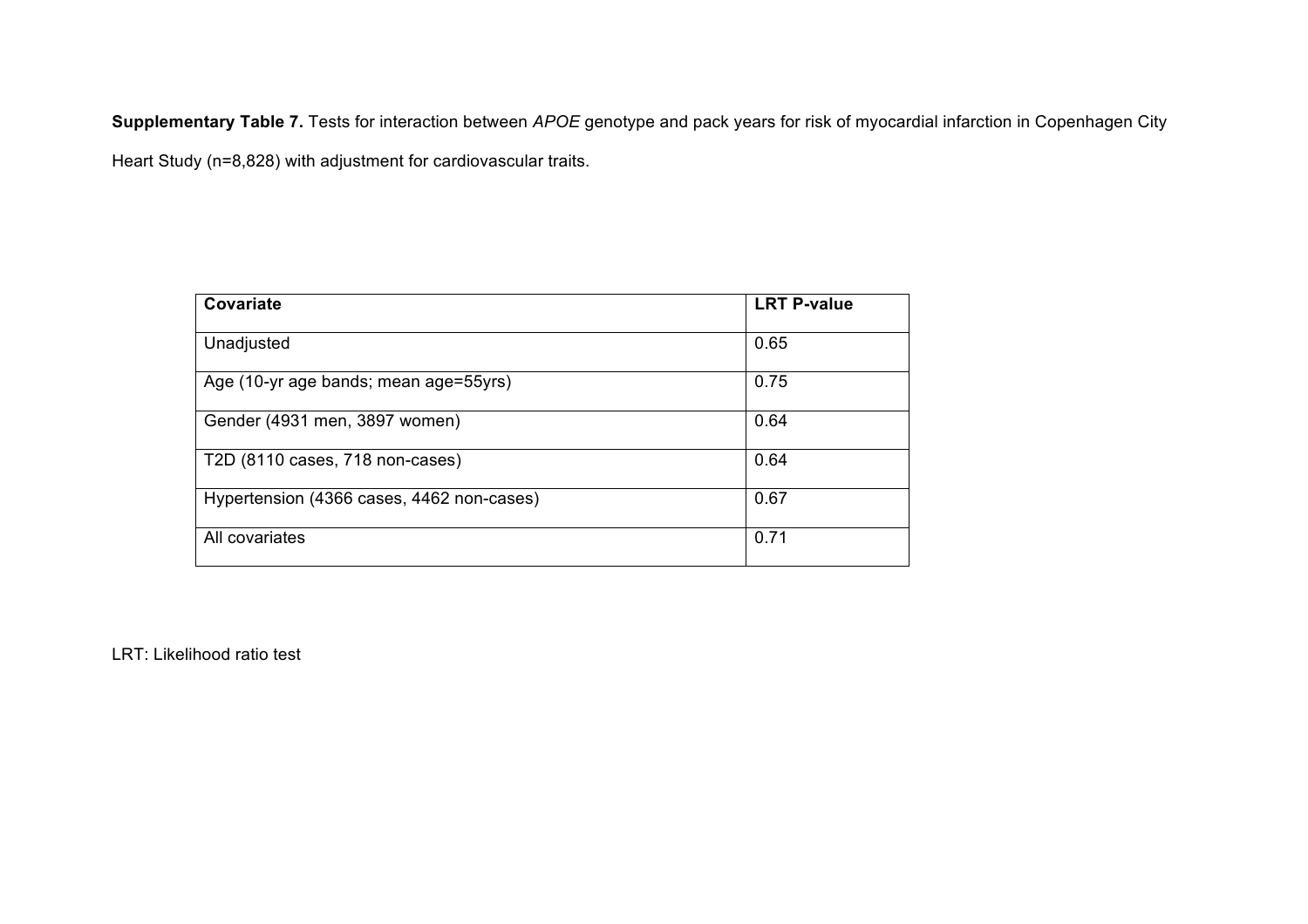**Supplementary Table 7.** Tests for interaction between *APOE* genotype and pack years for risk of myocardial infarction in Copenhagen City Heart Study (n=8,828) with adjustment for cardiovascular traits.

| **Covariate** | **LRT P-value** |
| --- | --- |
| Unadjusted | 0.65 |
| Age (10-yr age bands; mean age=55yrs) | 0.75 |
| Gender (4931 men, 3897 women) | 0.64 |
| T2D (8110 cases, 718 non-cases) | 0.64 |
| Hypertension (4366 cases, 4462 non-cases) | 0.67 |
| All covariates | 0.71 |

LRT: Likelihood ratio test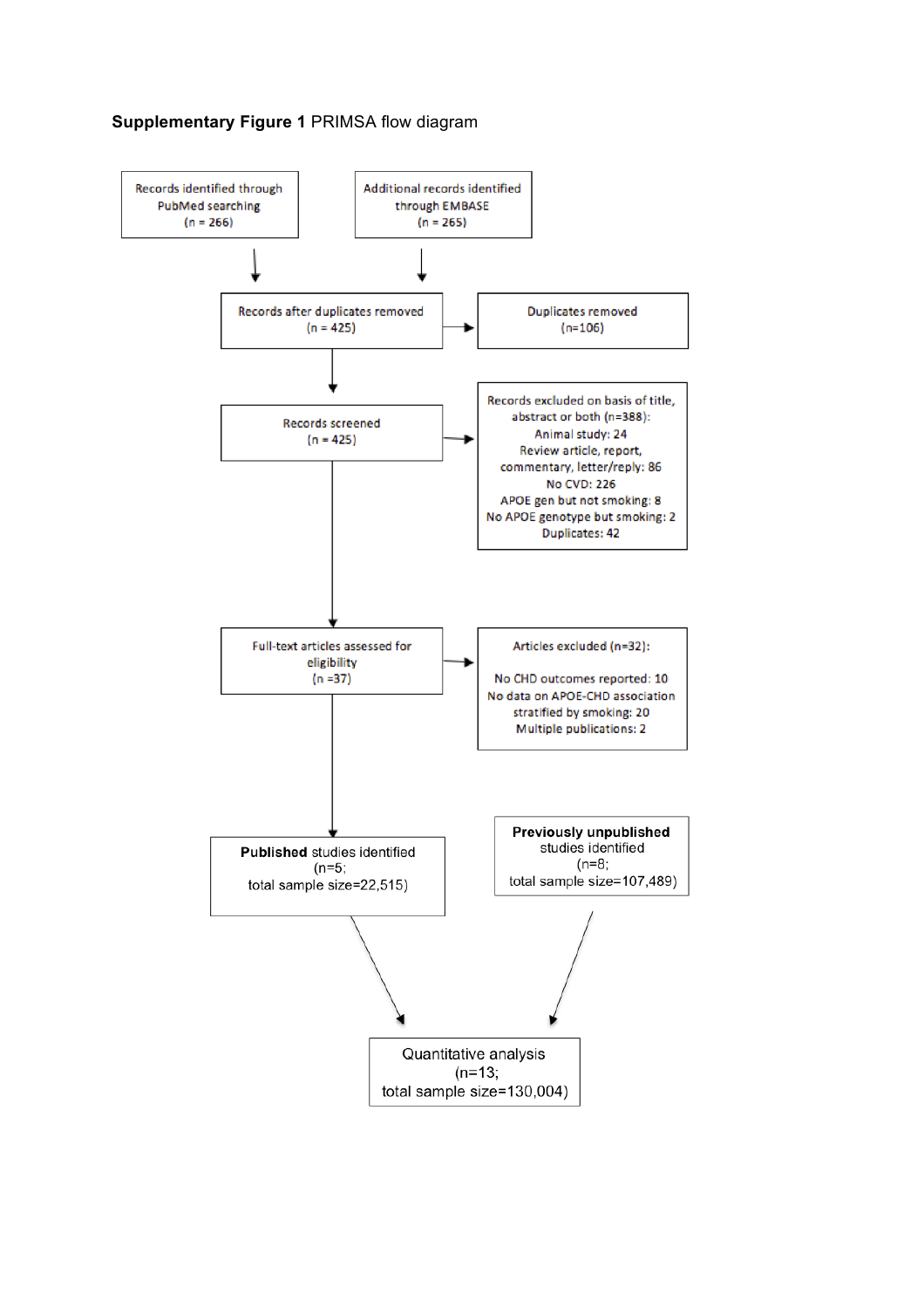**Supplementary Figure 1** PRIMSA flow diagram

Records identified through PubMed searching (n = 266)

Additional records identified through EMBASE (n = 265)

Records after duplicates removed (n = 425)

Duplicates removed (n=106)

Records screened (n = 425)

Records excluded on basis of title, abstract or both (n=388):
Animal study: 24
Review article, report, commentary, letter/reply: 86
No CVD: 226
APOE gen but not smoking: 8
No APOE genotype but smoking: 2
Duplicates: 42

Full-text articles assessed for eligibility (n =37)

Articles excluded (n=32):
No CHD outcomes reported: 10
No data on APOE-CHD association stratified by smoking: 20
Multiple publications: 2

**Published** studies identified (n=5; total sample size=22,515)

**Previously unpublished** studies identified (n=8; total sample size=107,489)

Quantitative analysis (n=13; total sample size=130,004)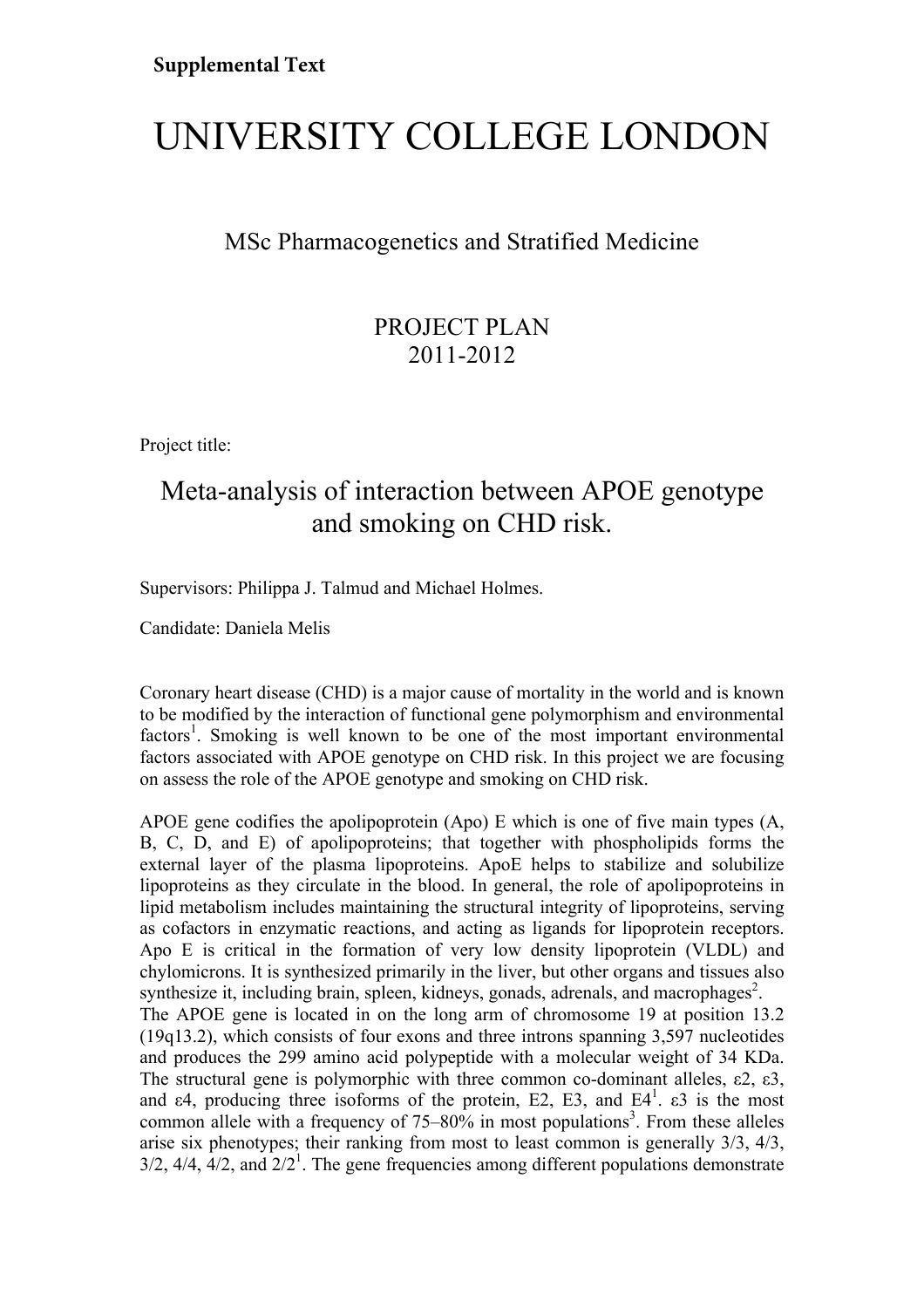**Supplemental Text**

# UNIVERSITY COLLEGE LONDON

## MSc Pharmacogenetics and Stratified Medicine

## PROJECT PLAN
## 2011-2012

Project title:

## Meta-analysis of interaction between APOE genotype and smoking on CHD risk.

Supervisors: Philippa J. Talmud and Michael Holmes.

Candidate: Daniela Melis

Coronary heart disease (CHD) is a major cause of mortality in the world and is known to be modified by the interaction of functional gene polymorphism and environmental factors[1]. Smoking is well known to be one of the most important environmental factors associated with APOE genotype on CHD risk. In this project we are focusing on assess the role of the APOE genotype and smoking on CHD risk.

APOE gene codifies the apolipoprotein (Apo) E which is one of five main types (A, B, C, D, and E) of apolipoproteins; that together with phospholipids forms the external layer of the plasma lipoproteins. ApoE helps to stabilize and solubilize lipoproteins as they circulate in the blood. In general, the role of apolipoproteins in lipid metabolism includes maintaining the structural integrity of lipoproteins, serving as cofactors in enzymatic reactions, and acting as ligands for lipoprotein receptors. Apo E is critical in the formation of very low density lipoprotein (VLDL) and chylomicrons. It is synthesized primarily in the liver, but other organs and tissues also synthesize it, including brain, spleen, kidneys, gonads, adrenals, and macrophages[2].
The APOE gene is located in on the long arm of chromosome 19 at position 13.2 (19q13.2), which consists of four exons and three introns spanning 3,597 nucleotides and produces the 299 amino acid polypeptide with a molecular weight of 34 KDa. The structural gene is polymorphic with three common co-dominant alleles, ε2, ε3, and ε4, producing three isoforms of the protein, E2, E3, and E4[1]. ε3 is the most common allele with a frequency of 75–80% in most populations[3]. From these alleles arise six phenotypes; their ranking from most to least common is generally 3/3, 4/3, 3/2, 4/4, 4/2, and 2/2[1]. The gene frequencies among different populations demonstrate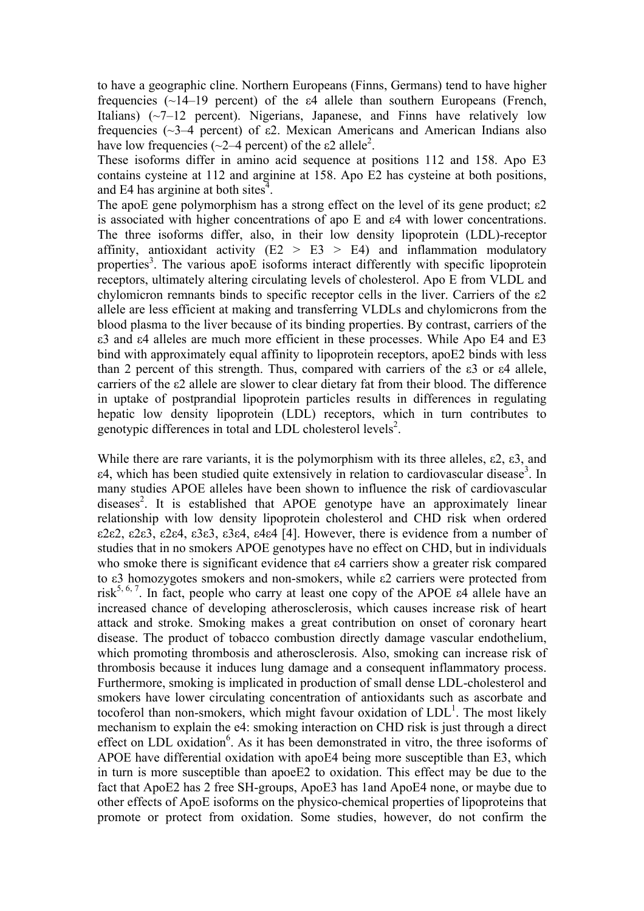to have a geographic cline. Northern Europeans (Finns, Germans) tend to have higher frequencies (~14–19 percent) of the ε4 allele than southern Europeans (French, Italians) (~7–12 percent). Nigerians, Japanese, and Finns have relatively low frequencies (~3–4 percent) of ε2. Mexican Americans and American Indians also have low frequencies (~2–4 percent) of the ε2 allele[2].

These isoforms differ in amino acid sequence at positions 112 and 158. Apo E3 contains cysteine at 112 and arginine at 158. Apo E2 has cysteine at both positions, and E4 has arginine at both sites[4].

The apoE gene polymorphism has a strong effect on the level of its gene product; ε2 is associated with higher concentrations of apo E and ε4 with lower concentrations. The three isoforms differ, also, in their low density lipoprotein (LDL)-receptor affinity, antioxidant activity (E2 > E3 > E4) and inflammation modulatory properties[3]. The various apoE isoforms interact differently with specific lipoprotein receptors, ultimately altering circulating levels of cholesterol. Apo E from VLDL and chylomicron remnants binds to specific receptor cells in the liver. Carriers of the ε2 allele are less efficient at making and transferring VLDLs and chylomicrons from the blood plasma to the liver because of its binding properties. By contrast, carriers of the ε3 and ε4 alleles are much more efficient in these processes. While Apo E4 and E3 bind with approximately equal affinity to lipoprotein receptors, apoE2 binds with less than 2 percent of this strength. Thus, compared with carriers of the ε3 or ε4 allele, carriers of the ε2 allele are slower to clear dietary fat from their blood. The difference in uptake of postprandial lipoprotein particles results in differences in regulating hepatic low density lipoprotein (LDL) receptors, which in turn contributes to genotypic differences in total and LDL cholesterol levels[2].

While there are rare variants, it is the polymorphism with its three alleles, ε2, ε3, and ε4, which has been studied quite extensively in relation to cardiovascular disease[3]. In many studies APOE alleles have been shown to influence the risk of cardiovascular diseases[2]. It is established that APOE genotype have an approximately linear relationship with low density lipoprotein cholesterol and CHD risk when ordered ε2ε2, ε2ε3, ε2ε4, ε3ε3, ε3ε4, ε4ε4 [4]. However, there is evidence from a number of studies that in no smokers APOE genotypes have no effect on CHD, but in individuals who smoke there is significant evidence that ε4 carriers show a greater risk compared to ε3 homozygotes smokers and non-smokers, while ε2 carriers were protected from risk[5, 6, 7]. In fact, people who carry at least one copy of the APOE ε4 allele have an increased chance of developing atherosclerosis, which causes increase risk of heart attack and stroke. Smoking makes a great contribution on onset of coronary heart disease. The product of tobacco combustion directly damage vascular endothelium, which promoting thrombosis and atherosclerosis. Also, smoking can increase risk of thrombosis because it induces lung damage and a consequent inflammatory process. Furthermore, smoking is implicated in production of small dense LDL-cholesterol and smokers have lower circulating concentration of antioxidants such as ascorbate and tocoferol than non-smokers, which might favour oxidation of LDL[1]. The most likely mechanism to explain the e4: smoking interaction on CHD risk is just through a direct effect on LDL oxidation[6]. As it has been demonstrated in vitro, the three isoforms of APOE have differential oxidation with apoE4 being more susceptible than E3, which in turn is more susceptible than apoeE2 to oxidation. This effect may be due to the fact that ApoE2 has 2 free SH-groups, ApoE3 has 1and ApoE4 none, or maybe due to other effects of ApoE isoforms on the physico-chemical properties of lipoproteins that promote or protect from oxidation. Some studies, however, do not confirm the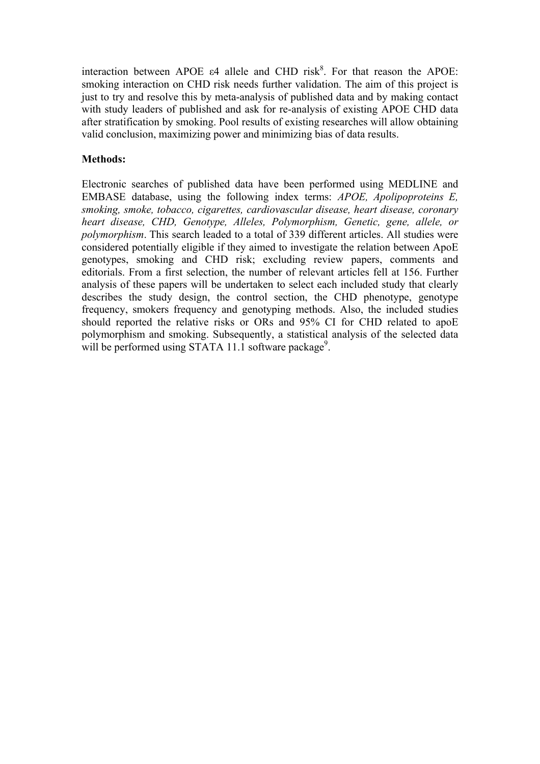interaction between APOE ε4 allele and CHD risk[8]. For that reason the APOE: smoking interaction on CHD risk needs further validation. The aim of this project is just to try and resolve this by meta-analysis of published data and by making contact with study leaders of published and ask for re-analysis of existing APOE CHD data after stratification by smoking. Pool results of existing researches will allow obtaining valid conclusion, maximizing power and minimizing bias of data results.

**Methods:**

Electronic searches of published data have been performed using MEDLINE and EMBASE database, using the following index terms: *APOE, Apolipoproteins E, smoking, smoke, tobacco, cigarettes, cardiovascular disease, heart disease, coronary heart disease, CHD, Genotype, Alleles, Polymorphism, Genetic, gene, allele, or polymorphism*. This search leaded to a total of 339 different articles. All studies were considered potentially eligible if they aimed to investigate the relation between ApoE genotypes, smoking and CHD risk; excluding review papers, comments and editorials. From a first selection, the number of relevant articles fell at 156. Further analysis of these papers will be undertaken to select each included study that clearly describes the study design, the control section, the CHD phenotype, genotype frequency, smokers frequency and genotyping methods. Also, the included studies should reported the relative risks or ORs and 95% CI for CHD related to apoE polymorphism and smoking. Subsequently, a statistical analysis of the selected data will be performed using STATA 11.1 software package[9].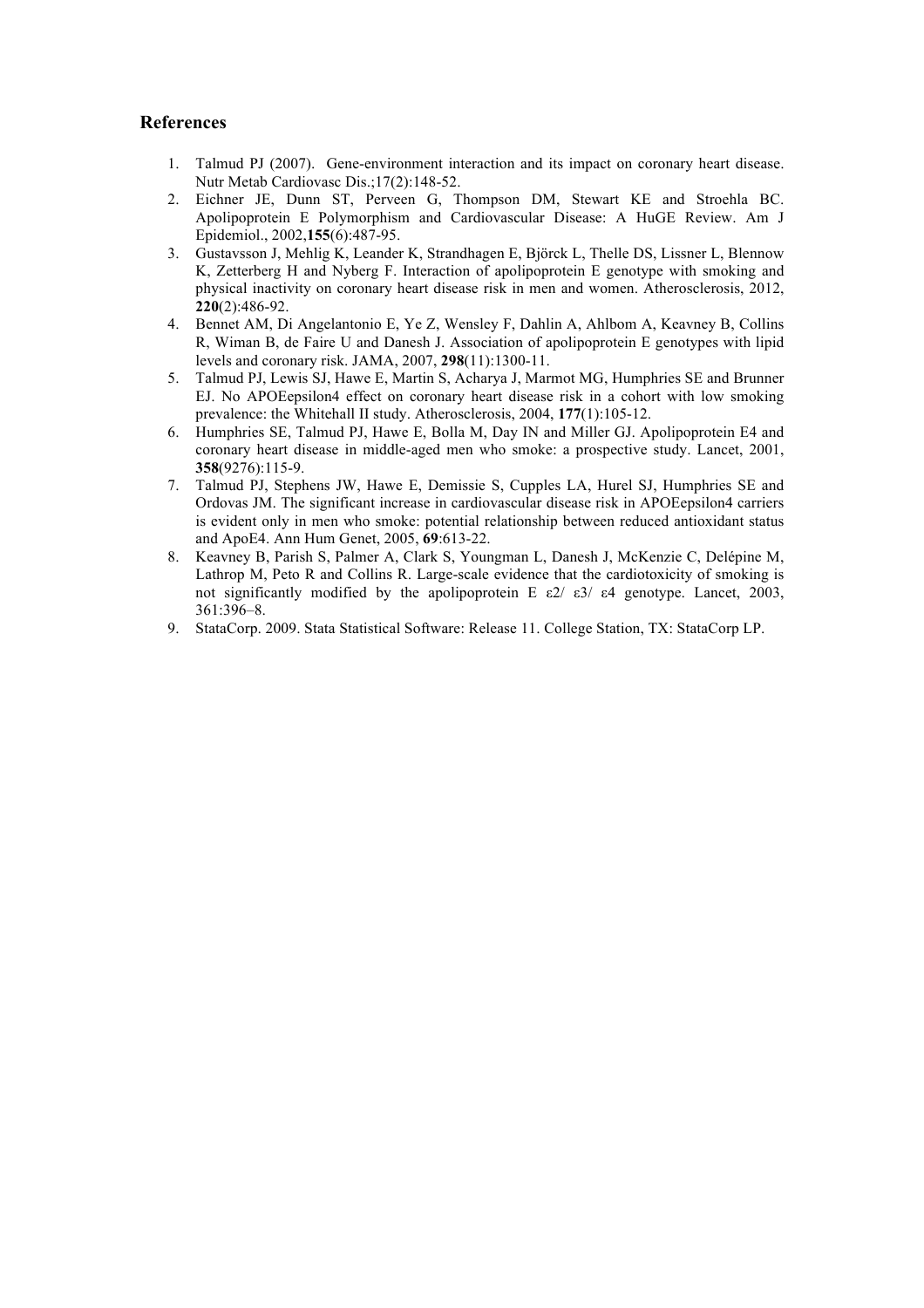## References

1. Talmud PJ (2007). Gene-environment interaction and its impact on coronary heart disease. Nutr Metab Cardiovasc Dis.;17(2):148-52.
2. Eichner JE, Dunn ST, Perveen G, Thompson DM, Stewart KE and Stroehla BC. Apolipoprotein E Polymorphism and Cardiovascular Disease: A HuGE Review. Am J Epidemiol., 2002,**155**(6):487-95.
3. Gustavsson J, Mehlig K, Leander K, Strandhagen E, Björck L, Thelle DS, Lissner L, Blennow K, Zetterberg H and Nyberg F. Interaction of apolipoprotein E genotype with smoking and physical inactivity on coronary heart disease risk in men and women. Atherosclerosis, 2012, **220**(2):486-92.
4. Bennet AM, Di Angelantonio E, Ye Z, Wensley F, Dahlin A, Ahlbom A, Keavney B, Collins R, Wiman B, de Faire U and Danesh J. Association of apolipoprotein E genotypes with lipid levels and coronary risk. JAMA, 2007, **298**(11):1300-11.
5. Talmud PJ, Lewis SJ, Hawe E, Martin S, Acharya J, Marmot MG, Humphries SE and Brunner EJ. No APOEepsilon4 effect on coronary heart disease risk in a cohort with low smoking prevalence: the Whitehall II study. Atherosclerosis, 2004, **177**(1):105-12.
6. Humphries SE, Talmud PJ, Hawe E, Bolla M, Day IN and Miller GJ. Apolipoprotein E4 and coronary heart disease in middle-aged men who smoke: a prospective study. Lancet, 2001, **358**(9276):115-9.
7. Talmud PJ, Stephens JW, Hawe E, Demissie S, Cupples LA, Hurel SJ, Humphries SE and Ordovas JM. The significant increase in cardiovascular disease risk in APOEepsilon4 carriers is evident only in men who smoke: potential relationship between reduced antioxidant status and ApoE4. Ann Hum Genet, 2005, **69**:613-22.
8. Keavney B, Parish S, Palmer A, Clark S, Youngman L, Danesh J, McKenzie C, Delépine M, Lathrop M, Peto R and Collins R. Large-scale evidence that the cardiotoxicity of smoking is not significantly modified by the apolipoprotein E ε2/ ε3/ ε4 genotype. Lancet, 2003, 361:396–8.
9. StataCorp. 2009. Stata Statistical Software: Release 11. College Station, TX: StataCorp LP.